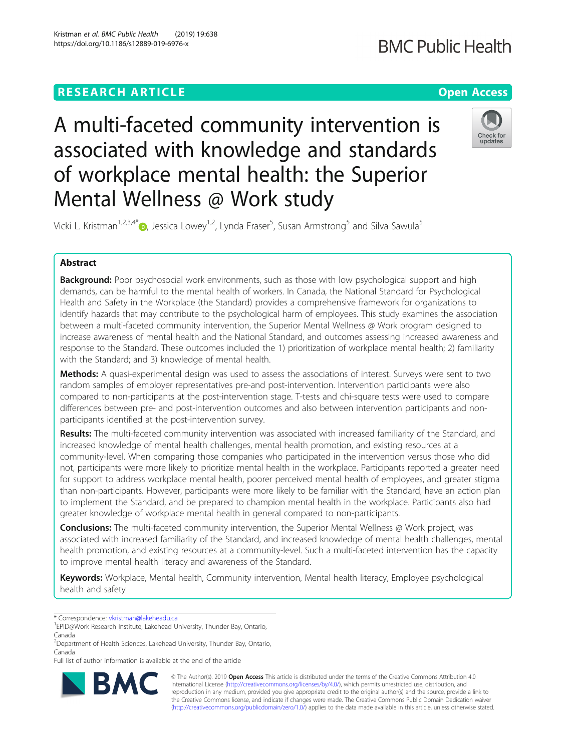## RESEARCH ARTICLE

Open Access

# A multi-faceted community intervention is associated with knowledge and standards of workplace mental health: the Superior Mental Wellness @ Work study

Vicki L. Kristman[1,2,3,4*], Jessica Lowey[1,2], Lynda Fraser[5], Susan Armstrong[5] and Silva Sawula[5]

## Abstract

**Background:** Poor psychosocial work environments, such as those with low psychological support and high demands, can be harmful to the mental health of workers. In Canada, the National Standard for Psychological Health and Safety in the Workplace (the Standard) provides a comprehensive framework for organizations to identify hazards that may contribute to the psychological harm of employees. This study examines the association between a multi-faceted community intervention, the Superior Mental Wellness @ Work program designed to increase awareness of mental health and the National Standard, and outcomes assessing increased awareness and response to the Standard. These outcomes included the 1) prioritization of workplace mental health; 2) familiarity with the Standard; and 3) knowledge of mental health.

**Methods:** A quasi-experimental design was used to assess the associations of interest. Surveys were sent to two random samples of employer representatives pre-and post-intervention. Intervention participants were also compared to non-participants at the post-intervention stage. T-tests and chi-square tests were used to compare differences between pre- and post-intervention outcomes and also between intervention participants and non-participants identified at the post-intervention survey.

**Results:** The multi-faceted community intervention was associated with increased familiarity of the Standard, and increased knowledge of mental health challenges, mental health promotion, and existing resources at a community-level. When comparing those companies who participated in the intervention versus those who did not, participants were more likely to prioritize mental health in the workplace. Participants reported a greater need for support to address workplace mental health, poorer perceived mental health of employees, and greater stigma than non-participants. However, participants were more likely to be familiar with the Standard, have an action plan to implement the Standard, and be prepared to champion mental health in the workplace. Participants also had greater knowledge of workplace mental health in general compared to non-participants.

**Conclusions:** The multi-faceted community intervention, the Superior Mental Wellness @ Work project, was associated with increased familiarity of the Standard, and increased knowledge of mental health challenges, mental health promotion, and existing resources at a community-level. Such a multi-faceted intervention has the capacity to improve mental health literacy and awareness of the Standard.

**Keywords:** Workplace, Mental health, Community intervention, Mental health literacy, Employee psychological health and safety

---

\* Correspondence: vkristman@lakeheadu.ca

[1]EPID@Work Research Institute, Lakehead University, Thunder Bay, Ontario, Canada

[2]Department of Health Sciences, Lakehead University, Thunder Bay, Ontario, Canada

Full list of author information is available at the end of the article

© The Author(s). 2019 **Open Access** This article is distributed under the terms of the Creative Commons Attribution 4.0 International License (http://creativecommons.org/licenses/by/4.0/), which permits unrestricted use, distribution, and reproduction in any medium, provided you give appropriate credit to the original author(s) and the source, provide a link to the Creative Commons license, and indicate if changes were made. The Creative Commons Public Domain Dedication waiver (http://creativecommons.org/publicdomain/zero/1.0/) applies to the data made available in this article, unless otherwise stated.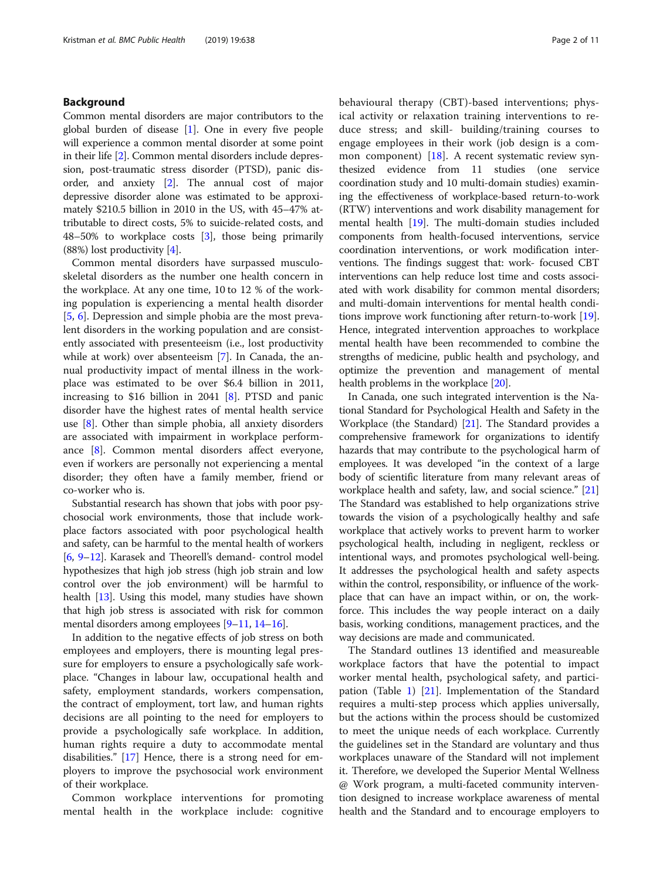## Background

Common mental disorders are major contributors to the global burden of disease [1]. One in every five people will experience a common mental disorder at some point in their life [2]. Common mental disorders include depression, post-traumatic stress disorder (PTSD), panic disorder, and anxiety [2]. The annual cost of major depressive disorder alone was estimated to be approximately $210.5 billion in 2010 in the US, with 45–47% attributable to direct costs, 5% to suicide-related costs, and 48–50% to workplace costs [3], those being primarily (88%) lost productivity [4].

Common mental disorders have surpassed musculoskeletal disorders as the number one health concern in the workplace. At any one time, 10 to 12 % of the working population is experiencing a mental health disorder [5, 6]. Depression and simple phobia are the most prevalent disorders in the working population and are consistently associated with presenteeism (i.e., lost productivity while at work) over absenteeism [7]. In Canada, the annual productivity impact of mental illness in the workplace was estimated to be over $6.4 billion in 2011, increasing to $16 billion in 2041 [8]. PTSD and panic disorder have the highest rates of mental health service use [8]. Other than simple phobia, all anxiety disorders are associated with impairment in workplace performance [8]. Common mental disorders affect everyone, even if workers are personally not experiencing a mental disorder; they often have a family member, friend or co-worker who is.

Substantial research has shown that jobs with poor psychosocial work environments, those that include workplace factors associated with poor psychological health and safety, can be harmful to the mental health of workers [6, 9–12]. Karasek and Theorell's demand- control model hypothesizes that high job stress (high job strain and low control over the job environment) will be harmful to health [13]. Using this model, many studies have shown that high job stress is associated with risk for common mental disorders among employees [9–11, 14–16].

In addition to the negative effects of job stress on both employees and employers, there is mounting legal pressure for employers to ensure a psychologically safe workplace. "Changes in labour law, occupational health and safety, employment standards, workers compensation, the contract of employment, tort law, and human rights decisions are all pointing to the need for employers to provide a psychologically safe workplace. In addition, human rights require a duty to accommodate mental disabilities." [17] Hence, there is a strong need for employers to improve the psychosocial work environment of their workplace.

Common workplace interventions for promoting mental health in the workplace include: cognitive behavioural therapy (CBT)-based interventions; physical activity or relaxation training interventions to reduce stress; and skill- building/training courses to engage employees in their work (job design is a common component) [18]. A recent systematic review synthesized evidence from 11 studies (one service coordination study and 10 multi-domain studies) examining the effectiveness of workplace-based return-to-work (RTW) interventions and work disability management for mental health [19]. The multi-domain studies included components from health-focused interventions, service coordination interventions, or work modification interventions. The findings suggest that: work- focused CBT interventions can help reduce lost time and costs associated with work disability for common mental disorders; and multi-domain interventions for mental health conditions improve work functioning after return-to-work [19]. Hence, integrated intervention approaches to workplace mental health have been recommended to combine the strengths of medicine, public health and psychology, and optimize the prevention and management of mental health problems in the workplace [20].

In Canada, one such integrated intervention is the National Standard for Psychological Health and Safety in the Workplace (the Standard) [21]. The Standard provides a comprehensive framework for organizations to identify hazards that may contribute to the psychological harm of employees. It was developed "in the context of a large body of scientific literature from many relevant areas of workplace health and safety, law, and social science." [21] The Standard was established to help organizations strive towards the vision of a psychologically healthy and safe workplace that actively works to prevent harm to worker psychological health, including in negligent, reckless or intentional ways, and promotes psychological well-being. It addresses the psychological health and safety aspects within the control, responsibility, or influence of the workplace that can have an impact within, or on, the workforce. This includes the way people interact on a daily basis, working conditions, management practices, and the way decisions are made and communicated.

The Standard outlines 13 identified and measureable workplace factors that have the potential to impact worker mental health, psychological safety, and participation (Table 1) [21]. Implementation of the Standard requires a multi-step process which applies universally, but the actions within the process should be customized to meet the unique needs of each workplace. Currently the guidelines set in the Standard are voluntary and thus workplaces unaware of the Standard will not implement it. Therefore, we developed the Superior Mental Wellness @ Work program, a multi-faceted community intervention designed to increase workplace awareness of mental health and the Standard and to encourage employers to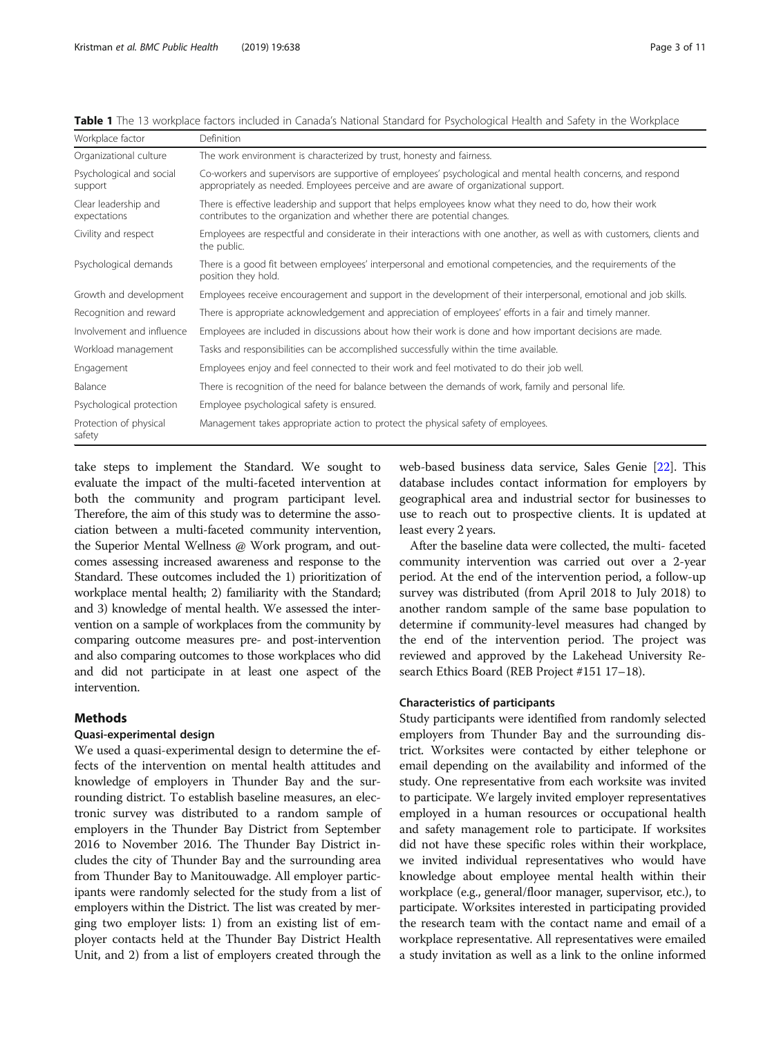**Table 1** The 13 workplace factors included in Canada's National Standard for Psychological Health and Safety in the Workplace

| Workplace factor | Definition |
|---|---|
| Organizational culture | The work environment is characterized by trust, honesty and fairness. |
| Psychological and social support | Co-workers and supervisors are supportive of employees' psychological and mental health concerns, and respond appropriately as needed. Employees perceive and are aware of organizational support. |
| Clear leadership and expectations | There is effective leadership and support that helps employees know what they need to do, how their work contributes to the organization and whether there are potential changes. |
| Civility and respect | Employees are respectful and considerate in their interactions with one another, as well as with customers, clients and the public. |
| Psychological demands | There is a good fit between employees' interpersonal and emotional competencies, and the requirements of the position they hold. |
| Growth and development | Employees receive encouragement and support in the development of their interpersonal, emotional and job skills. |
| Recognition and reward | There is appropriate acknowledgement and appreciation of employees' efforts in a fair and timely manner. |
| Involvement and influence | Employees are included in discussions about how their work is done and how important decisions are made. |
| Workload management | Tasks and responsibilities can be accomplished successfully within the time available. |
| Engagement | Employees enjoy and feel connected to their work and feel motivated to do their job well. |
| Balance | There is recognition of the need for balance between the demands of work, family and personal life. |
| Psychological protection | Employee psychological safety is ensured. |
| Protection of physical safety | Management takes appropriate action to protect the physical safety of employees. |

take steps to implement the Standard. We sought to evaluate the impact of the multi-faceted intervention at both the community and program participant level. Therefore, the aim of this study was to determine the association between a multi-faceted community intervention, the Superior Mental Wellness @ Work program, and outcomes assessing increased awareness and response to the Standard. These outcomes included the 1) prioritization of workplace mental health; 2) familiarity with the Standard; and 3) knowledge of mental health. We assessed the intervention on a sample of workplaces from the community by comparing outcome measures pre- and post-intervention and also comparing outcomes to those workplaces who did and did not participate in at least one aspect of the intervention.

## Methods

### Quasi-experimental design

We used a quasi-experimental design to determine the effects of the intervention on mental health attitudes and knowledge of employers in Thunder Bay and the surrounding district. To establish baseline measures, an electronic survey was distributed to a random sample of employers in the Thunder Bay District from September 2016 to November 2016. The Thunder Bay District includes the city of Thunder Bay and the surrounding area from Thunder Bay to Manitouwadge. All employer participants were randomly selected for the study from a list of employers within the District. The list was created by merging two employer lists: 1) from an existing list of employer contacts held at the Thunder Bay District Health Unit, and 2) from a list of employers created through the web-based business data service, Sales Genie [22]. This database includes contact information for employers by geographical area and industrial sector for businesses to use to reach out to prospective clients. It is updated at least every 2 years.

After the baseline data were collected, the multi- faceted community intervention was carried out over a 2-year period. At the end of the intervention period, a follow-up survey was distributed (from April 2018 to July 2018) to another random sample of the same base population to determine if community-level measures had changed by the end of the intervention period. The project was reviewed and approved by the Lakehead University Research Ethics Board (REB Project #151 17–18).

### Characteristics of participants

Study participants were identified from randomly selected employers from Thunder Bay and the surrounding district. Worksites were contacted by either telephone or email depending on the availability and informed of the study. One representative from each worksite was invited to participate. We largely invited employer representatives employed in a human resources or occupational health and safety management role to participate. If worksites did not have these specific roles within their workplace, we invited individual representatives who would have knowledge about employee mental health within their workplace (e.g., general/floor manager, supervisor, etc.), to participate. Worksites interested in participating provided the research team with the contact name and email of a workplace representative. All representatives were emailed a study invitation as well as a link to the online informed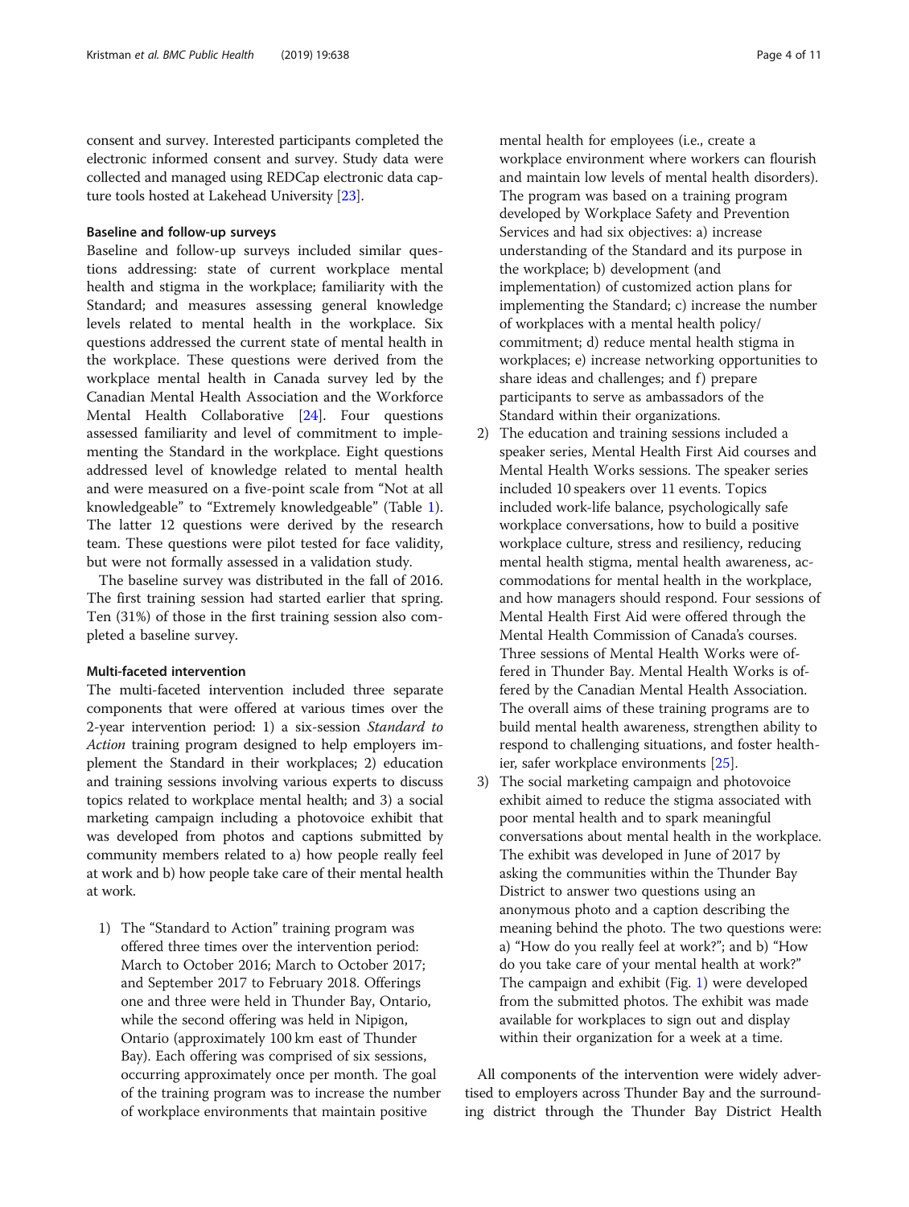consent and survey. Interested participants completed the electronic informed consent and survey. Study data were collected and managed using REDCap electronic data capture tools hosted at Lakehead University [23].

### Baseline and follow-up surveys

Baseline and follow-up surveys included similar questions addressing: state of current workplace mental health and stigma in the workplace; familiarity with the Standard; and measures assessing general knowledge levels related to mental health in the workplace. Six questions addressed the current state of mental health in the workplace. These questions were derived from the workplace mental health in Canada survey led by the Canadian Mental Health Association and the Workforce Mental Health Collaborative [24]. Four questions assessed familiarity and level of commitment to implementing the Standard in the workplace. Eight questions addressed level of knowledge related to mental health and were measured on a five-point scale from "Not at all knowledgeable" to "Extremely knowledgeable" (Table 1). The latter 12 questions were derived by the research team. These questions were pilot tested for face validity, but were not formally assessed in a validation study.

The baseline survey was distributed in the fall of 2016. The first training session had started earlier that spring. Ten (31%) of those in the first training session also completed a baseline survey.

### Multi-faceted intervention

The multi-faceted intervention included three separate components that were offered at various times over the 2-year intervention period: 1) a six-session *Standard to Action* training program designed to help employers implement the Standard in their workplaces; 2) education and training sessions involving various experts to discuss topics related to workplace mental health; and 3) a social marketing campaign including a photovoice exhibit that was developed from photos and captions submitted by community members related to a) how people really feel at work and b) how people take care of their mental health at work.

1) The "Standard to Action" training program was offered three times over the intervention period: March to October 2016; March to October 2017; and September 2017 to February 2018. Offerings one and three were held in Thunder Bay, Ontario, while the second offering was held in Nipigon, Ontario (approximately 100 km east of Thunder Bay). Each offering was comprised of six sessions, occurring approximately once per month. The goal of the training program was to increase the number of workplace environments that maintain positive mental health for employees (i.e., create a workplace environment where workers can flourish and maintain low levels of mental health disorders). The program was based on a training program developed by Workplace Safety and Prevention Services and had six objectives: a) increase understanding of the Standard and its purpose in the workplace; b) development (and implementation) of customized action plans for implementing the Standard; c) increase the number of workplaces with a mental health policy/commitment; d) reduce mental health stigma in workplaces; e) increase networking opportunities to share ideas and challenges; and f) prepare participants to serve as ambassadors of the Standard within their organizations.
2) The education and training sessions included a speaker series, Mental Health First Aid courses and Mental Health Works sessions. The speaker series included 10 speakers over 11 events. Topics included work-life balance, psychologically safe workplace conversations, how to build a positive workplace culture, stress and resiliency, reducing mental health stigma, mental health awareness, accommodations for mental health in the workplace, and how managers should respond. Four sessions of Mental Health First Aid were offered through the Mental Health Commission of Canada's courses. Three sessions of Mental Health Works were offered in Thunder Bay. Mental Health Works is offered by the Canadian Mental Health Association. The overall aims of these training programs are to build mental health awareness, strengthen ability to respond to challenging situations, and foster healthier, safer workplace environments [25].
3) The social marketing campaign and photovoice exhibit aimed to reduce the stigma associated with poor mental health and to spark meaningful conversations about mental health in the workplace. The exhibit was developed in June of 2017 by asking the communities within the Thunder Bay District to answer two questions using an anonymous photo and a caption describing the meaning behind the photo. The two questions were: a) "How do you really feel at work?"; and b) "How do you take care of your mental health at work?" The campaign and exhibit (Fig. 1) were developed from the submitted photos. The exhibit was made available for workplaces to sign out and display within their organization for a week at a time.

All components of the intervention were widely advertised to employers across Thunder Bay and the surrounding district through the Thunder Bay District Health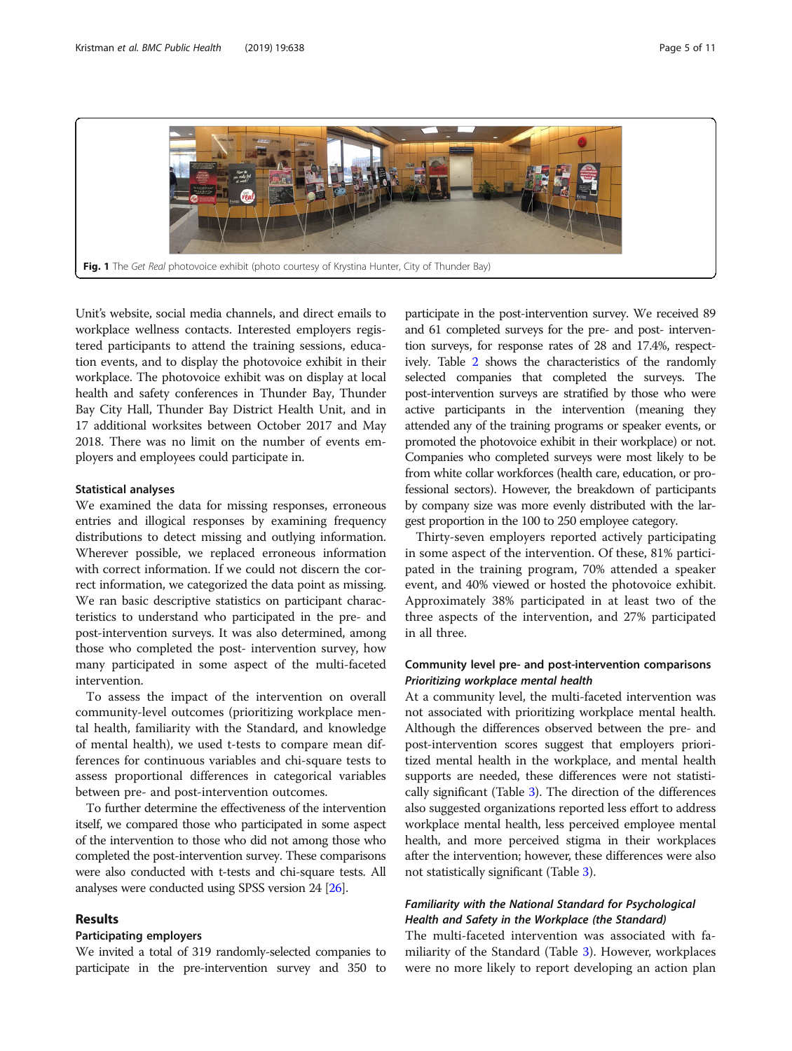Fig. 1 The *Get Real* photovoice exhibit (photo courtesy of Krystina Hunter, City of Thunder Bay)

Unit's website, social media channels, and direct emails to workplace wellness contacts. Interested employers registered participants to attend the training sessions, education events, and to display the photovoice exhibit in their workplace. The photovoice exhibit was on display at local health and safety conferences in Thunder Bay, Thunder Bay City Hall, Thunder Bay District Health Unit, and in 17 additional worksites between October 2017 and May 2018. There was no limit on the number of events employers and employees could participate in.

### Statistical analyses

We examined the data for missing responses, erroneous entries and illogical responses by examining frequency distributions to detect missing and outlying information. Wherever possible, we replaced erroneous information with correct information. If we could not discern the correct information, we categorized the data point as missing. We ran basic descriptive statistics on participant characteristics to understand who participated in the pre- and post-intervention surveys. It was also determined, among those who completed the post- intervention survey, how many participated in some aspect of the multi-faceted intervention.

To assess the impact of the intervention on overall community-level outcomes (prioritizing workplace mental health, familiarity with the Standard, and knowledge of mental health), we used t-tests to compare mean differences for continuous variables and chi-square tests to assess proportional differences in categorical variables between pre- and post-intervention outcomes.

To further determine the effectiveness of the intervention itself, we compared those who participated in some aspect of the intervention to those who did not among those who completed the post-intervention survey. These comparisons were also conducted with t-tests and chi-square tests. All analyses were conducted using SPSS version 24 [26].

## Results

### Participating employers

We invited a total of 319 randomly-selected companies to participate in the pre-intervention survey and 350 to participate in the post-intervention survey. We received 89 and 61 completed surveys for the pre- and post- intervention surveys, for response rates of 28 and 17.4%, respectively. Table 2 shows the characteristics of the randomly selected companies that completed the surveys. The post-intervention surveys are stratified by those who were active participants in the intervention (meaning they attended any of the training programs or speaker events, or promoted the photovoice exhibit in their workplace) or not. Companies who completed surveys were most likely to be from white collar workforces (health care, education, or professional sectors). However, the breakdown of participants by company size was more evenly distributed with the largest proportion in the 100 to 250 employee category.

Thirty-seven employers reported actively participating in some aspect of the intervention. Of these, 81% participated in the training program, 70% attended a speaker event, and 40% viewed or hosted the photovoice exhibit. Approximately 38% participated in at least two of the three aspects of the intervention, and 27% participated in all three.

### Community level pre- and post-intervention comparisons

#### *Prioritizing workplace mental health*

At a community level, the multi-faceted intervention was not associated with prioritizing workplace mental health. Although the differences observed between the pre- and post-intervention scores suggest that employers prioritized mental health in the workplace, and mental health supports are needed, these differences were not statistically significant (Table 3). The direction of the differences also suggested organizations reported less effort to address workplace mental health, less perceived employee mental health, and more perceived stigma in their workplaces after the intervention; however, these differences were also not statistically significant (Table 3).

#### *Familiarity with the National Standard for Psychological Health and Safety in the Workplace (the Standard)*

The multi-faceted intervention was associated with familiarity of the Standard (Table 3). However, workplaces were no more likely to report developing an action plan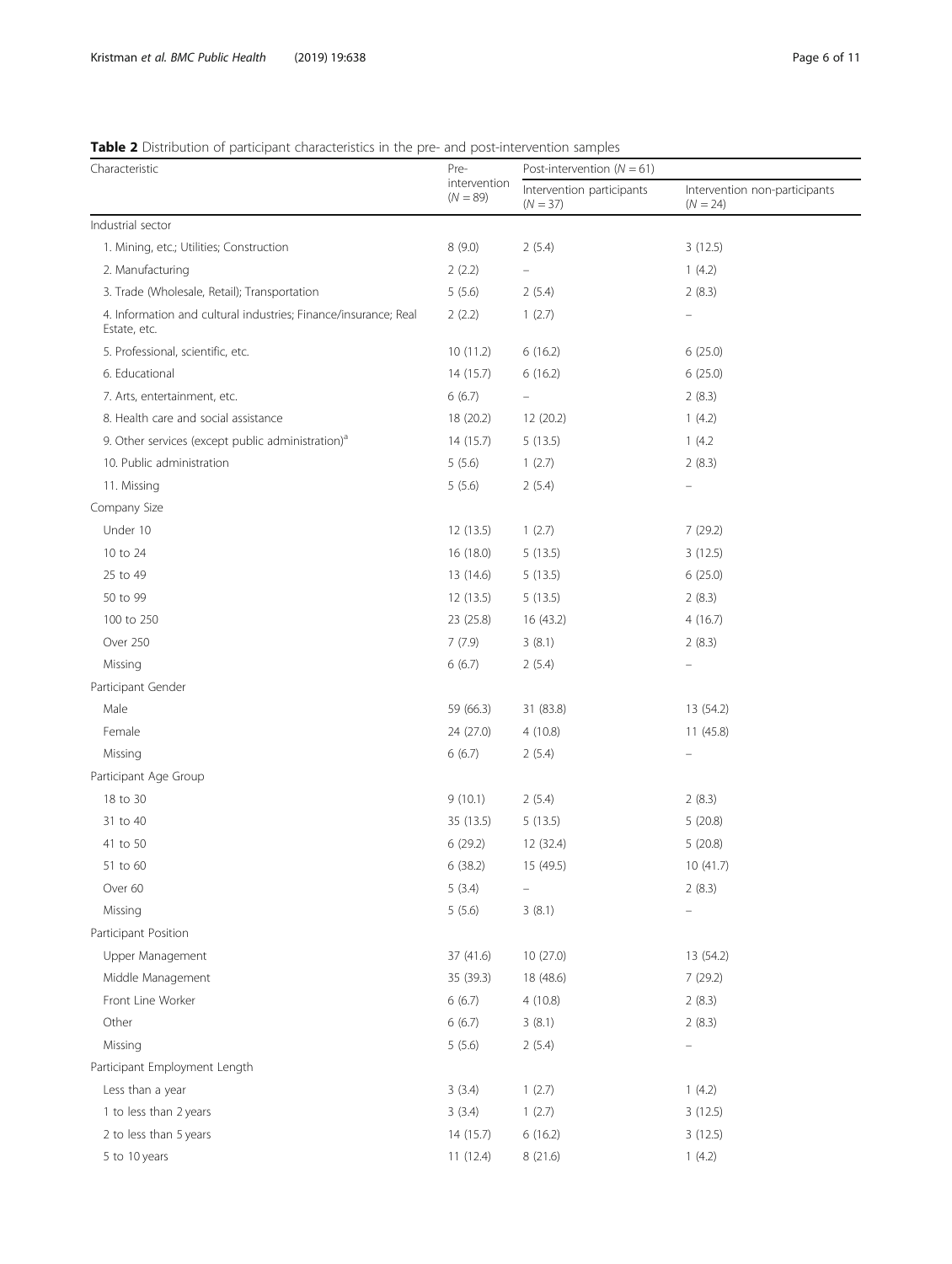**Table 2** Distribution of participant characteristics in the pre- and post-intervention samples

| Characteristic | Pre-intervention ($N = 89$) | Post-intervention ($N = 61$) | |
|---|---|---|---|
| | | Intervention participants ($N = 37$) | Intervention non-participants ($N = 24$) |
| Industrial sector | | | |
| 1. Mining, etc.; Utilities; Construction | 8 (9.0) | 2 (5.4) | 3 (12.5) |
| 2. Manufacturing | 2 (2.2) | – | 1 (4.2) |
| 3. Trade (Wholesale, Retail); Transportation | 5 (5.6) | 2 (5.4) | 2 (8.3) |
| 4. Information and cultural industries; Finance/insurance; Real Estate, etc. | 2 (2.2) | 1 (2.7) | – |
| 5. Professional, scientific, etc. | 10 (11.2) | 6 (16.2) | 6 (25.0) |
| 6. Educational | 14 (15.7) | 6 (16.2) | 6 (25.0) |
| 7. Arts, entertainment, etc. | 6 (6.7) | – | 2 (8.3) |
| 8. Health care and social assistance | 18 (20.2) | 12 (20.2) | 1 (4.2) |
| 9. Other services (except public administration)[a] | 14 (15.7) | 5 (13.5) | 1 (4.2 |
| 10. Public administration | 5 (5.6) | 1 (2.7) | 2 (8.3) |
| 11. Missing | 5 (5.6) | 2 (5.4) | – |
| Company Size | | | |
| Under 10 | 12 (13.5) | 1 (2.7) | 7 (29.2) |
| 10 to 24 | 16 (18.0) | 5 (13.5) | 3 (12.5) |
| 25 to 49 | 13 (14.6) | 5 (13.5) | 6 (25.0) |
| 50 to 99 | 12 (13.5) | 5 (13.5) | 2 (8.3) |
| 100 to 250 | 23 (25.8) | 16 (43.2) | 4 (16.7) |
| Over 250 | 7 (7.9) | 3 (8.1) | 2 (8.3) |
| Missing | 6 (6.7) | 2 (5.4) | – |
| Participant Gender | | | |
| Male | 59 (66.3) | 31 (83.8) | 13 (54.2) |
| Female | 24 (27.0) | 4 (10.8) | 11 (45.8) |
| Missing | 6 (6.7) | 2 (5.4) | – |
| Participant Age Group | | | |
| 18 to 30 | 9 (10.1) | 2 (5.4) | 2 (8.3) |
| 31 to 40 | 35 (13.5) | 5 (13.5) | 5 (20.8) |
| 41 to 50 | 6 (29.2) | 12 (32.4) | 5 (20.8) |
| 51 to 60 | 6 (38.2) | 15 (49.5) | 10 (41.7) |
| Over 60 | 5 (3.4) | – | 2 (8.3) |
| Missing | 5 (5.6) | 3 (8.1) | – |
| Participant Position | | | |
| Upper Management | 37 (41.6) | 10 (27.0) | 13 (54.2) |
| Middle Management | 35 (39.3) | 18 (48.6) | 7 (29.2) |
| Front Line Worker | 6 (6.7) | 4 (10.8) | 2 (8.3) |
| Other | 6 (6.7) | 3 (8.1) | 2 (8.3) |
| Missing | 5 (5.6) | 2 (5.4) | – |
| Participant Employment Length | | | |
| Less than a year | 3 (3.4) | 1 (2.7) | 1 (4.2) |
| 1 to less than 2 years | 3 (3.4) | 1 (2.7) | 3 (12.5) |
| 2 to less than 5 years | 14 (15.7) | 6 (16.2) | 3 (12.5) |
| 5 to 10 years | 11 (12.4) | 8 (21.6) | 1 (4.2) |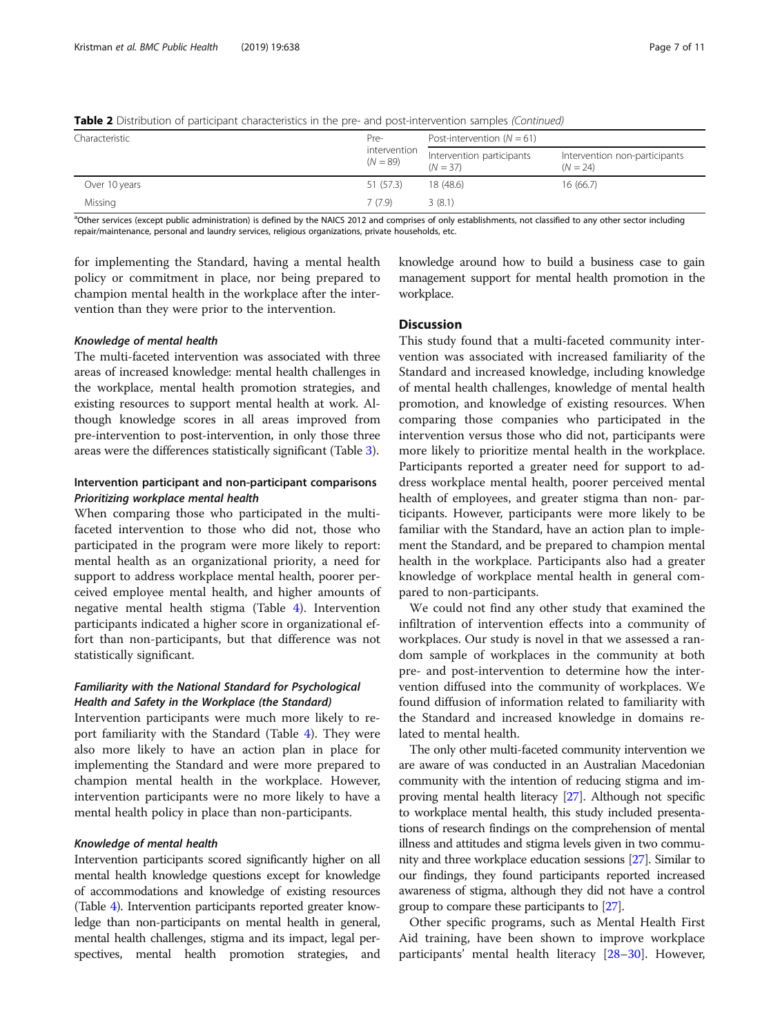**Table 2** Distribution of participant characteristics in the pre- and post-intervention samples *(Continued)*

| Characteristic | Pre-intervention ($N = 89$) | Post-intervention ($N = 61$) | |
|---|---|---|---|
| | | Intervention participants ($N = 37$) | Intervention non-participants ($N = 24$) |
| Over 10 years | 51 (57.3) | 18 (48.6) | 16 (66.7) |
| Missing | 7 (7.9) | 3 (8.1) | |

[a]Other services (except public administration) is defined by the NAICS 2012 and comprises of only establishments, not classified to any other sector including repair/maintenance, personal and laundry services, religious organizations, private households, etc.

for implementing the Standard, having a mental health policy or commitment in place, nor being prepared to champion mental health in the workplace after the intervention than they were prior to the intervention.

#### *Knowledge of mental health*

The multi-faceted intervention was associated with three areas of increased knowledge: mental health challenges in the workplace, mental health promotion strategies, and existing resources to support mental health at work. Although knowledge scores in all areas improved from pre-intervention to post-intervention, in only those three areas were the differences statistically significant (Table 3).

### Intervention participant and non-participant comparisons

#### *Prioritizing workplace mental health*

When comparing those who participated in the multi-faceted intervention to those who did not, those who participated in the program were more likely to report: mental health as an organizational priority, a need for support to address workplace mental health, poorer perceived employee mental health, and higher amounts of negative mental health stigma (Table 4). Intervention participants indicated a higher score in organizational effort than non-participants, but that difference was not statistically significant.

#### *Familiarity with the National Standard for Psychological Health and Safety in the Workplace (the Standard)*

Intervention participants were much more likely to report familiarity with the Standard (Table 4). They were also more likely to have an action plan in place for implementing the Standard and were more prepared to champion mental health in the workplace. However, intervention participants were no more likely to have a mental health policy in place than non-participants.

#### *Knowledge of mental health*

Intervention participants scored significantly higher on all mental health knowledge questions except for knowledge of accommodations and knowledge of existing resources (Table 4). Intervention participants reported greater knowledge than non-participants on mental health in general, mental health challenges, stigma and its impact, legal perspectives, mental health promotion strategies, and knowledge around how to build a business case to gain management support for mental health promotion in the workplace.

## Discussion

This study found that a multi-faceted community intervention was associated with increased familiarity of the Standard and increased knowledge, including knowledge of mental health challenges, knowledge of mental health promotion, and knowledge of existing resources. When comparing those companies who participated in the intervention versus those who did not, participants were more likely to prioritize mental health in the workplace. Participants reported a greater need for support to address workplace mental health, poorer perceived mental health of employees, and greater stigma than non- participants. However, participants were more likely to be familiar with the Standard, have an action plan to implement the Standard, and be prepared to champion mental health in the workplace. Participants also had a greater knowledge of workplace mental health in general compared to non-participants.

We could not find any other study that examined the infiltration of intervention effects into a community of workplaces. Our study is novel in that we assessed a random sample of workplaces in the community at both pre- and post-intervention to determine how the intervention diffused into the community of workplaces. We found diffusion of information related to familiarity with the Standard and increased knowledge in domains related to mental health.

The only other multi-faceted community intervention we are aware of was conducted in an Australian Macedonian community with the intention of reducing stigma and improving mental health literacy [27]. Although not specific to workplace mental health, this study included presentations of research findings on the comprehension of mental illness and attitudes and stigma levels given in two community and three workplace education sessions [27]. Similar to our findings, they found participants reported increased awareness of stigma, although they did not have a control group to compare these participants to [27].

Other specific programs, such as Mental Health First Aid training, have been shown to improve workplace participants' mental health literacy [28–30]. However,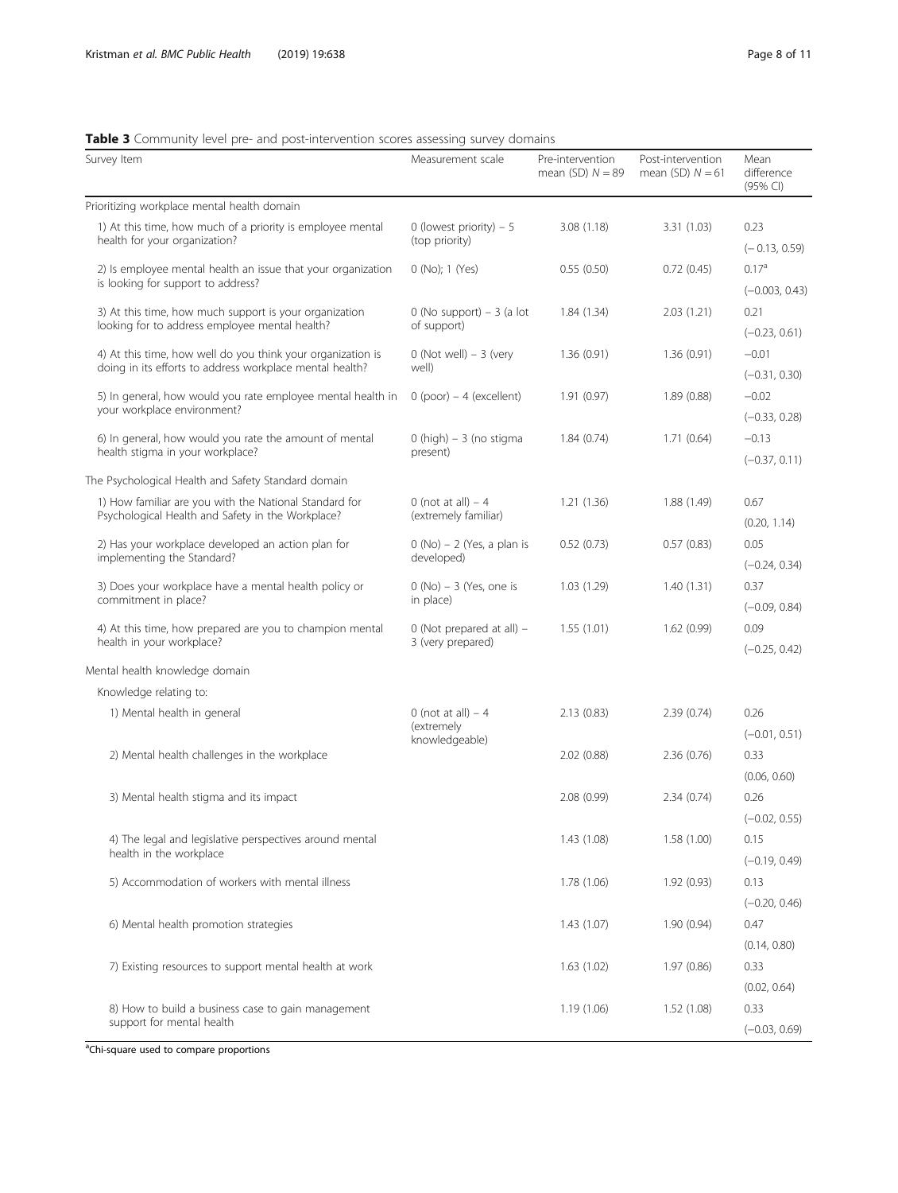**Table 3** Community level pre- and post-intervention scores assessing survey domains

| Survey Item | Measurement scale | Pre-intervention mean (SD) $N = 89$ | Post-intervention mean (SD) $N = 61$ | Mean difference (95% CI) |
|---|---|---|---|---|
| Prioritizing workplace mental health domain | | | | |
| 1) At this time, how much of a priority is employee mental health for your organization? | 0 (lowest priority) – 5 (top priority) | 3.08 (1.18) | 3.31 (1.03) | 0.23 (− 0.13, 0.59) |
| 2) Is employee mental health an issue that your organization is looking for support to address? | 0 (No); 1 (Yes) | 0.55 (0.50) | 0.72 (0.45) | 0.17[a] (−0.003, 0.43) |
| 3) At this time, how much support is your organization looking for to address employee mental health? | 0 (No support) – 3 (a lot of support) | 1.84 (1.34) | 2.03 (1.21) | 0.21 (−0.23, 0.61) |
| 4) At this time, how well do you think your organization is doing in its efforts to address workplace mental health? | 0 (Not well) – 3 (very well) | 1.36 (0.91) | 1.36 (0.91) | −0.01 (−0.31, 0.30) |
| 5) In general, how would you rate employee mental health in your workplace environment? | 0 (poor) – 4 (excellent) | 1.91 (0.97) | 1.89 (0.88) | −0.02 (−0.33, 0.28) |
| 6) In general, how would you rate the amount of mental health stigma in your workplace? | 0 (high) – 3 (no stigma present) | 1.84 (0.74) | 1.71 (0.64) | −0.13 (−0.37, 0.11) |
| The Psychological Health and Safety Standard domain | | | | |
| 1) How familiar are you with the National Standard for Psychological Health and Safety in the Workplace? | 0 (not at all) – 4 (extremely familiar) | 1.21 (1.36) | 1.88 (1.49) | 0.67 (0.20, 1.14) |
| 2) Has your workplace developed an action plan for implementing the Standard? | 0 (No) – 2 (Yes, a plan is developed) | 0.52 (0.73) | 0.57 (0.83) | 0.05 (−0.24, 0.34) |
| 3) Does your workplace have a mental health policy or commitment in place? | 0 (No) – 3 (Yes, one is in place) | 1.03 (1.29) | 1.40 (1.31) | 0.37 (−0.09, 0.84) |
| 4) At this time, how prepared are you to champion mental health in your workplace? | 0 (Not prepared at all) – 3 (very prepared) | 1.55 (1.01) | 1.62 (0.99) | 0.09 (−0.25, 0.42) |
| Mental health knowledge domain | | | | |
| Knowledge relating to: | | | | |
| 1) Mental health in general | 0 (not at all) – 4 (extremely knowledgeable) | 2.13 (0.83) | 2.39 (0.74) | 0.26 (−0.01, 0.51) |
| 2) Mental health challenges in the workplace | | 2.02 (0.88) | 2.36 (0.76) | 0.33 (0.06, 0.60) |
| 3) Mental health stigma and its impact | | 2.08 (0.99) | 2.34 (0.74) | 0.26 (−0.02, 0.55) |
| 4) The legal and legislative perspectives around mental health in the workplace | | 1.43 (1.08) | 1.58 (1.00) | 0.15 (−0.19, 0.49) |
| 5) Accommodation of workers with mental illness | | 1.78 (1.06) | 1.92 (0.93) | 0.13 (−0.20, 0.46) |
| 6) Mental health promotion strategies | | 1.43 (1.07) | 1.90 (0.94) | 0.47 (0.14, 0.80) |
| 7) Existing resources to support mental health at work | | 1.63 (1.02) | 1.97 (0.86) | 0.33 (0.02, 0.64) |
| 8) How to build a business case to gain management support for mental health | | 1.19 (1.06) | 1.52 (1.08) | 0.33 (−0.03, 0.69) |

[a]Chi-square used to compare proportions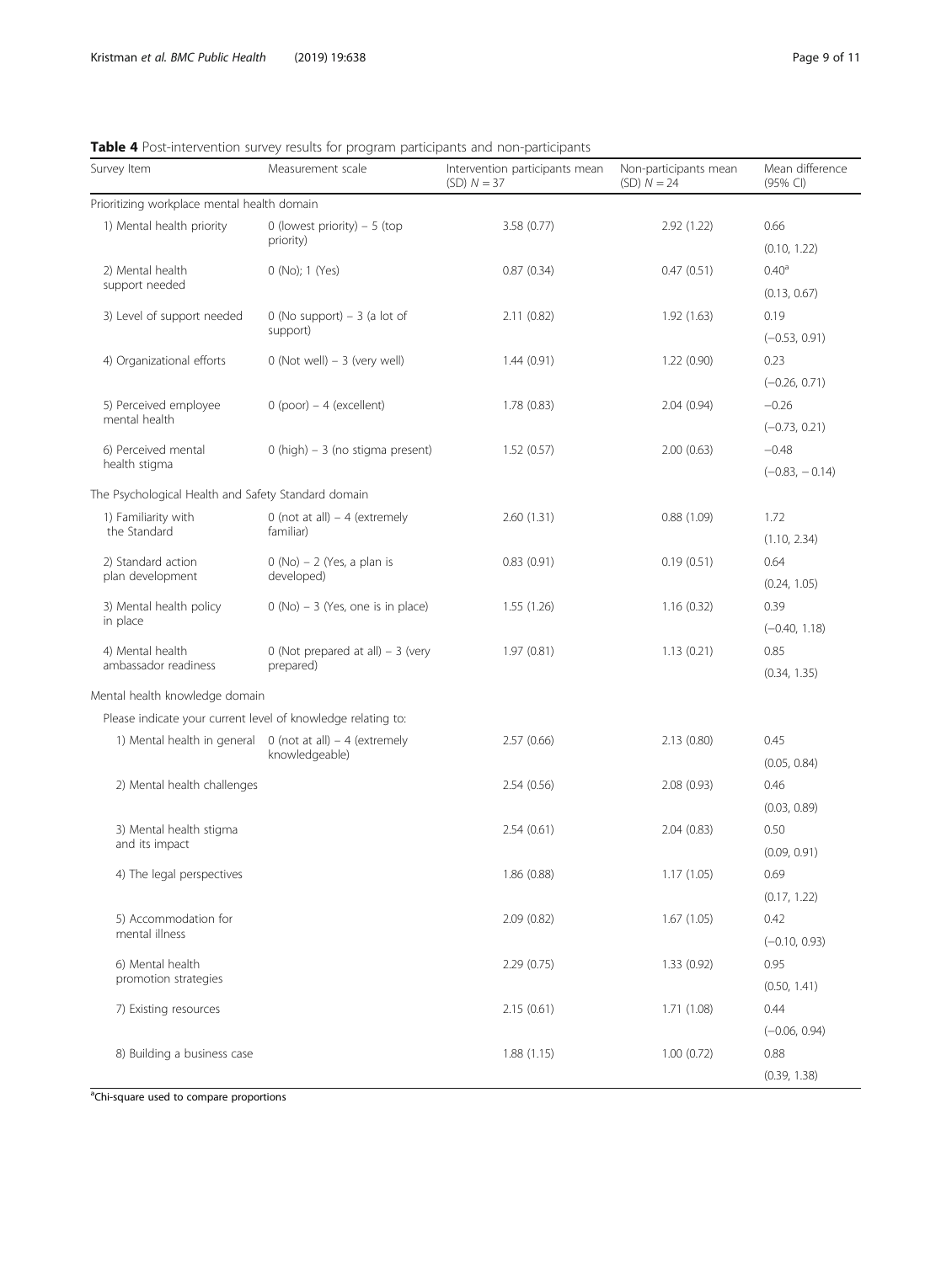**Table 4** Post-intervention survey results for program participants and non-participants

| Survey Item | Measurement scale | Intervention participants mean (SD) $N = 37$ | Non-participants mean (SD) $N = 24$ | Mean difference (95% CI) |
|---|---|---|---|---|
| Prioritizing workplace mental health domain | | | | |
| 1) Mental health priority | 0 (lowest priority) – 5 (top priority) | 3.58 (0.77) | 2.92 (1.22) | 0.66 (0.10, 1.22) |
| 2) Mental health support needed | 0 (No); 1 (Yes) | 0.87 (0.34) | 0.47 (0.51) | 0.40[a] (0.13, 0.67) |
| 3) Level of support needed | 0 (No support) – 3 (a lot of support) | 2.11 (0.82) | 1.92 (1.63) | 0.19 (−0.53, 0.91) |
| 4) Organizational efforts | 0 (Not well) – 3 (very well) | 1.44 (0.91) | 1.22 (0.90) | 0.23 (−0.26, 0.71) |
| 5) Perceived employee mental health | 0 (poor) – 4 (excellent) | 1.78 (0.83) | 2.04 (0.94) | −0.26 (−0.73, 0.21) |
| 6) Perceived mental health stigma | 0 (high) – 3 (no stigma present) | 1.52 (0.57) | 2.00 (0.63) | −0.48 (−0.83, − 0.14) |
| The Psychological Health and Safety Standard domain | | | | |
| 1) Familiarity with the Standard | 0 (not at all) – 4 (extremely familiar) | 2.60 (1.31) | 0.88 (1.09) | 1.72 (1.10, 2.34) |
| 2) Standard action plan development | 0 (No) – 2 (Yes, a plan is developed) | 0.83 (0.91) | 0.19 (0.51) | 0.64 (0.24, 1.05) |
| 3) Mental health policy in place | 0 (No) – 3 (Yes, one is in place) | 1.55 (1.26) | 1.16 (0.32) | 0.39 (−0.40, 1.18) |
| 4) Mental health ambassador readiness | 0 (Not prepared at all) – 3 (very prepared) | 1.97 (0.81) | 1.13 (0.21) | 0.85 (0.34, 1.35) |
| Mental health knowledge domain | | | | |
| Please indicate your current level of knowledge relating to: | | | | |
| 1) Mental health in general | 0 (not at all) – 4 (extremely knowledgeable) | 2.57 (0.66) | 2.13 (0.80) | 0.45 (0.05, 0.84) |
| 2) Mental health challenges | | 2.54 (0.56) | 2.08 (0.93) | 0.46 (0.03, 0.89) |
| 3) Mental health stigma and its impact | | 2.54 (0.61) | 2.04 (0.83) | 0.50 (0.09, 0.91) |
| 4) The legal perspectives | | 1.86 (0.88) | 1.17 (1.05) | 0.69 (0.17, 1.22) |
| 5) Accommodation for mental illness | | 2.09 (0.82) | 1.67 (1.05) | 0.42 (−0.10, 0.93) |
| 6) Mental health promotion strategies | | 2.29 (0.75) | 1.33 (0.92) | 0.95 (0.50, 1.41) |
| 7) Existing resources | | 2.15 (0.61) | 1.71 (1.08) | 0.44 (−0.06, 0.94) |
| 8) Building a business case | | 1.88 (1.15) | 1.00 (0.72) | 0.88 (0.39, 1.38) |

[a]Chi-square used to compare proportions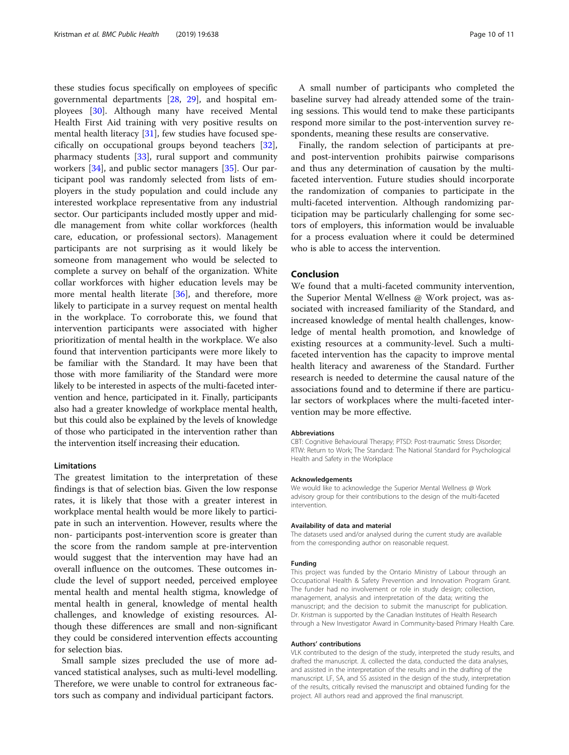these studies focus specifically on employees of specific governmental departments [28, 29], and hospital employees [30]. Although many have received Mental Health First Aid training with very positive results on mental health literacy [31], few studies have focused specifically on occupational groups beyond teachers [32], pharmacy students [33], rural support and community workers [34], and public sector managers [35]. Our participant pool was randomly selected from lists of employers in the study population and could include any interested workplace representative from any industrial sector. Our participants included mostly upper and middle management from white collar workforces (health care, education, or professional sectors). Management participants are not surprising as it would likely be someone from management who would be selected to complete a survey on behalf of the organization. White collar workforces with higher education levels may be more mental health literate [36], and therefore, more likely to participate in a survey request on mental health in the workplace. To corroborate this, we found that intervention participants were associated with higher prioritization of mental health in the workplace. We also found that intervention participants were more likely to be familiar with the Standard. It may have been that those with more familiarity of the Standard were more likely to be interested in aspects of the multi-faceted intervention and hence, participated in it. Finally, participants also had a greater knowledge of workplace mental health, but this could also be explained by the levels of knowledge of those who participated in the intervention rather than the intervention itself increasing their education.

### Limitations

The greatest limitation to the interpretation of these findings is that of selection bias. Given the low response rates, it is likely that those with a greater interest in workplace mental health would be more likely to participate in such an intervention. However, results where the non- participants post-intervention score is greater than the score from the random sample at pre-intervention would suggest that the intervention may have had an overall influence on the outcomes. These outcomes include the level of support needed, perceived employee mental health and mental health stigma, knowledge of mental health in general, knowledge of mental health challenges, and knowledge of existing resources. Although these differences are small and non-significant they could be considered intervention effects accounting for selection bias.

Small sample sizes precluded the use of more advanced statistical analyses, such as multi-level modelling. Therefore, we were unable to control for extraneous factors such as company and individual participant factors.

A small number of participants who completed the baseline survey had already attended some of the training sessions. This would tend to make these participants respond more similar to the post-intervention survey respondents, meaning these results are conservative.

Finally, the random selection of participants at pre- and post-intervention prohibits pairwise comparisons and thus any determination of causation by the multi-faceted intervention. Future studies should incorporate the randomization of companies to participate in the multi-faceted intervention. Although randomizing participation may be particularly challenging for some sectors of employers, this information would be invaluable for a process evaluation where it could be determined who is able to access the intervention.

## Conclusion

We found that a multi-faceted community intervention, the Superior Mental Wellness @ Work project, was associated with increased familiarity of the Standard, and increased knowledge of mental health challenges, knowledge of mental health promotion, and knowledge of existing resources at a community-level. Such a multi-faceted intervention has the capacity to improve mental health literacy and awareness of the Standard. Further research is needed to determine the causal nature of the associations found and to determine if there are particular sectors of workplaces where the multi-faceted intervention may be more effective.

#### Abbreviations

CBT: Cognitive Behavioural Therapy; PTSD: Post-traumatic Stress Disorder; RTW: Return to Work; The Standard: The National Standard for Psychological Health and Safety in the Workplace

#### Acknowledgements

We would like to acknowledge the Superior Mental Wellness @ Work advisory group for their contributions to the design of the multi-faceted intervention.

#### Availability of data and material

The datasets used and/or analysed during the current study are available from the corresponding author on reasonable request.

#### Funding

This project was funded by the Ontario Ministry of Labour through an Occupational Health & Safety Prevention and Innovation Program Grant. The funder had no involvement or role in study design; collection, management, analysis and interpretation of the data; writing the manuscript; and the decision to submit the manuscript for publication. Dr. Kristman is supported by the Canadian Institutes of Health Research through a New Investigator Award in Community-based Primary Health Care.

#### Authors' contributions

VLK contributed to the design of the study, interpreted the study results, and drafted the manuscript. JL collected the data, conducted the data analyses, and assisted in the interpretation of the results and in the drafting of the manuscript. LF, SA, and SS assisted in the design of the study, interpretation of the results, critically revised the manuscript and obtained funding for the project. All authors read and approved the final manuscript.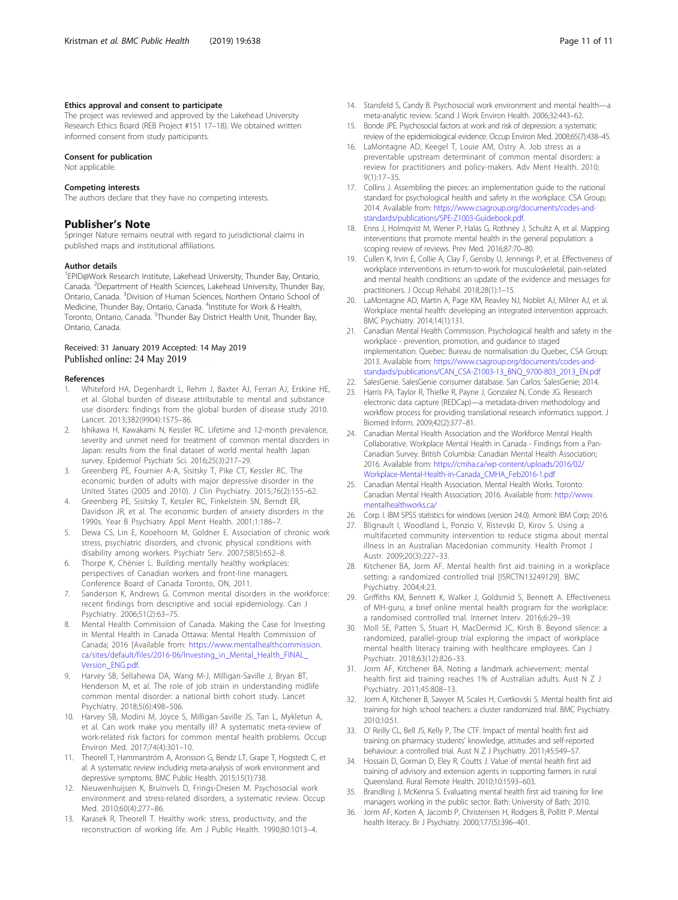#### Ethics approval and consent to participate

The project was reviewed and approved by the Lakehead University Research Ethics Board (REB Project #151 17–18). We obtained written informed consent from study participants.

#### Consent for publication

Not applicable.

#### Competing interests

The authors declare that they have no competing interests.

## Publisher's Note

Springer Nature remains neutral with regard to jurisdictional claims in published maps and institutional affiliations.

#### Author details

[1]EPID@Work Research Institute, Lakehead University, Thunder Bay, Ontario, Canada. [2]Department of Health Sciences, Lakehead University, Thunder Bay, Ontario, Canada. [3]Division of Human Sciences, Northern Ontario School of Medicine, Thunder Bay, Ontario, Canada. [4]Institute for Work & Health, Toronto, Ontario, Canada. [5]Thunder Bay District Health Unit, Thunder Bay, Ontario, Canada.

Received: 31 January 2019 Accepted: 14 May 2019
Published online: 24 May 2019

#### References

1. Whiteford HA, Degenhardt L, Rehm J, Baxter AJ, Ferrari AJ, Erskine HE, et al. Global burden of disease attributable to mental and substance use disorders: findings from the global burden of disease study 2010. Lancet. 2013;382(9904):1575–86.
2. Ishikawa H, Kawakami N, Kessler RC. Lifetime and 12-month prevalence, severity and unmet need for treatment of common mental disorders in Japan: results from the final dataset of world mental health Japan survey. Epidemiol Psychiatr Sci. 2016;25(3):217–29.
3. Greenberg PE, Fournier A-A, Sisitsky T, Pike CT, Kessler RC. The economic burden of adults with major depressive disorder in the United States (2005 and 2010). J Clin Psychiatry. 2015;76(2):155–62.
4. Greenberg PE, Sisitsky T, Kessler RC, Finkelstein SN, Berndt ER, Davidson JR, et al. The economic burden of anxiety disorders in the 1990s. Year B Psychiatry Appl Ment Health. 2001;1:186–7.
5. Dewa CS, Lin E, Kooehoorn M, Goldner E. Association of chronic work stress, psychiatric disorders, and chronic physical conditions with disability among workers. Psychiatr Serv. 2007;58(5):652–8.
6. Thorpe K, Chénier L. Building mentally healthy workplaces: perspectives of Canadian workers and front-line managers. Conference Board of Canada Toronto, ON, 2011.
7. Sanderson K, Andrews G. Common mental disorders in the workforce: recent findings from descriptive and social epidemiology. Can J Psychiatry. 2006;51(2):63–75.
8. Mental Health Commission of Canada. Making the Case for Investing in Mental Health in Canada Ottawa: Mental Health Commission of Canada; 2016 [Available from: https://www.mentalhealthcommission.ca/sites/default/files/2016-06/Investing_in_Mental_Health_FINAL_Version_ENG.pdf.
9. Harvey SB, Sellahewa DA, Wang M-J, Milligan-Saville J, Bryan BT, Henderson M, et al. The role of job strain in understanding midlife common mental disorder: a national birth cohort study. Lancet Psychiatry. 2018;5(6):498–506.
10. Harvey SB, Modini M, Joyce S, Milligan-Saville JS, Tan L, Mykletun A, et al. Can work make you mentally ill? A systematic meta-review of work-related risk factors for common mental health problems. Occup Environ Med. 2017;74(4):301–10.
11. Theorell T, Hammarström A, Aronsson G, Bendz LT, Grape T, Hogstedt C, et al. A systematic review including meta-analysis of work environment and depressive symptoms. BMC Public Health. 2015;15(1):738.
12. Nieuwenhuijsen K, Bruinvels D, Frings-Dresen M. Psychosocial work environment and stress-related disorders, a systematic review. Occup Med. 2010;60(4):277–86.
13. Karasek R, Theorell T. Healthy work: stress, productivity, and the reconstruction of working life. Am J Public Health. 1990;80:1013–4.
14. Stansfeld S, Candy B. Psychosocial work environment and mental health—a meta-analytic review. Scand J Work Environ Health. 2006;32:443–62.
15. Bonde JPE. Psychosocial factors at work and risk of depression: a systematic review of the epidemiological evidence. Occup Environ Med. 2008;65(7):438–45.
16. LaMontagne AD, Keegel T, Louie AM, Ostry A. Job stress as a preventable upstream determinant of common mental disorders: a review for practitioners and policy-makers. Adv Ment Health. 2010;9(1):17–35.
17. Collins J. Assembling the pieces: an implementation guide to the national standard for psychological health and safety in the workplace. CSA Group; 2014. Available from: https://www.csagroup.org/documents/codes-and-standards/publications/SPE-Z1003-Guidebook.pdf.
18. Enns J, Holmqvist M, Wener P, Halas G, Rothney J, Schultz A, et al. Mapping interventions that promote mental health in the general population: a scoping review of reviews. Prev Med. 2016;87:70–80.
19. Cullen K, Irvin E, Collie A, Clay F, Gensby U, Jennings P, et al. Effectiveness of workplace interventions in return-to-work for musculoskeletal, pain-related and mental health conditions: an update of the evidence and messages for practitioners. J Occup Rehabil. 2018;28(1):1–15.
20. LaMontagne AD, Martin A, Page KM, Reavley NJ, Noblet AJ, Milner AJ, et al. Workplace mental health: developing an integrated intervention approach. BMC Psychiatry. 2014;14(1):131.
21. Canadian Mental Health Commission. Psychological health and safety in the workplace - prevention, promotion, and guidance to staged implementation. Quebec: Bureau de normalisation du Quebec, CSA Group; 2013. Available from: https://www.csagroup.org/documents/codes-and-standards/publications/CAN_CSA-Z1003-13_BNQ_9700-803_2013_EN.pdf
22. SalesGenie. SalesGenie consumer database. San Carlos: SalesGenie; 2014.
23. Harris PA, Taylor R, Thielke R, Payne J, Gonzalez N, Conde JG. Research electronic data capture (REDCap)—a metadata-driven methodology and workflow process for providing translational research informatics support. J Biomed Inform. 2009;42(2):377–81.
24. Canadian Mental Health Association and the Workforce Mental Health Collaborative. Workplace Mental Health in Canada - Findings from a Pan-Canadian Survey. British Columbia: Canadian Mental Health Association; 2016. Available from: https://cmha.ca/wp-content/uploads/2016/02/Workplace-Mental-Health-in-Canada_CMHA_Feb2016-1.pdf
25. Canadian Mental Health Association. Mental Health Works. Toronto: Canadian Mental Health Association; 2016. Available from: http://www.mentalhealthworks.ca/
26. Corp. I. IBM SPSS statistics for windows (version 24.0). Armonl: IBM Corp; 2016.
27. Blignault I, Woodland L, Ponzio V, Ristevski D, Kirov S. Using a multifaceted community intervention to reduce stigma about mental illness in an Australian Macedonian community. Health Promot J Austr. 2009;20(3):227–33.
28. Kitchener BA, Jorm AF. Mental health first aid training in a workplace setting: a randomized controlled trial [ISRCTN13249129]. BMC Psychiatry. 2004;4:23.
29. Griffiths KM, Bennett K, Walker J, Goldsmid S, Bennett A. Effectiveness of MH-guru, a brief online mental health program for the workplace: a randomised controlled trial. Internet Interv. 2016;6:29–39.
30. Moll SE, Patten S, Stuart H, MacDermid JC, Kirsh B. Beyond silence: a randomized, parallel-group trial exploring the impact of workplace mental health literacy training with healthcare employees. Can J Psychiatr. 2018;63(12):826–33.
31. Jorm AF, Kitchener BA. Noting a landmark achievement: mental health first aid training reaches 1% of Australian adults. Aust N Z J Psychiatry. 2011;45:808–13.
32. Jorm A, Kitchener B, Sawyer M, Scales H, Cvetkovski S. Mental health first aid training for high school teachers: a cluster randomized trial. BMC Psychiatry. 2010;10:51.
33. O' Reilly CL, Bell JS, Kelly P, The CTF. Impact of mental health first aid training on pharmacy students' knowledge, attitudes and self-reported behaviour: a controlled trial. Aust N Z J Psychiatry. 2011;45:549–57.
34. Hossain D, Gorman D, Eley R, Coutts J. Value of mental health first aid training of advisory and extension agents in supporting farmers in rural Queensland. Rural Remote Health. 2010;10:1593–603.
35. Brandling J, McKenna S. Evaluating mental health first aid training for line managers working in the public sector. Bath: University of Bath; 2010.
36. Jorm AF, Korten A, Jacomb P, Christensen H, Rodgers B, Pollitt P. Mental health literacy. Br J Psychiatry. 2000;177(5):396–401.